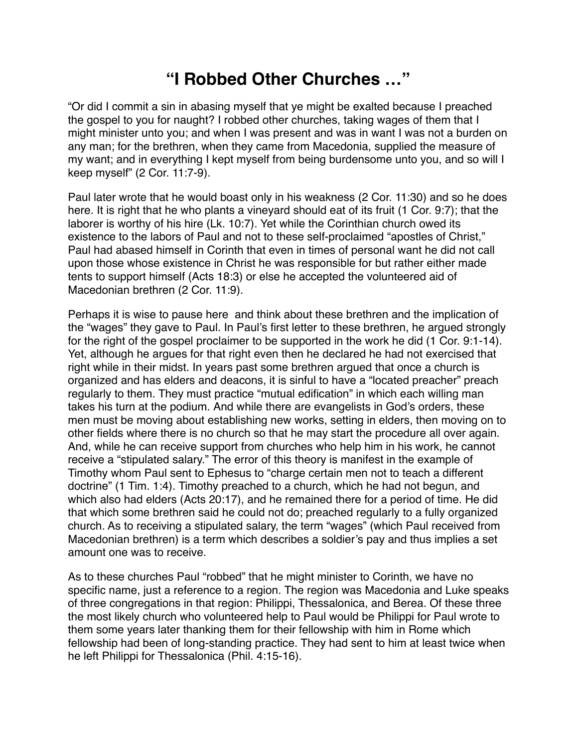# “I Robbed Other Churches …”

“Or did I commit a sin in abasing myself that ye might be exalted because I preached the gospel to you for naught? I robbed other churches, taking wages of them that I might minister unto you; and when I was present and was in want I was not a burden on any man; for the brethren, when they came from Macedonia, supplied the measure of my want; and in everything I kept myself from being burdensome unto you, and so will I keep myself” (2 Cor. 11:7-9).

Paul later wrote that he would boast only in his weakness (2 Cor. 11:30) and so he does here. It is right that he who plants a vineyard should eat of its fruit (1 Cor. 9:7); that the laborer is worthy of his hire (Lk. 10:7). Yet while the Corinthian church owed its existence to the labors of Paul and not to these self-proclaimed “apostles of Christ,” Paul had abased himself in Corinth that even in times of personal want he did not call upon those whose existence in Christ he was responsible for but rather either made tents to support himself (Acts 18:3) or else he accepted the volunteered aid of Macedonian brethren (2 Cor. 11:9).

Perhaps it is wise to pause here and think about these brethren and the implication of the “wages” they gave to Paul. In Paul’s first letter to these brethren, he argued strongly for the right of the gospel proclaimer to be supported in the work he did (1 Cor. 9:1-14). Yet, although he argues for that right even then he declared he had not exercised that right while in their midst. In years past some brethren argued that once a church is organized and has elders and deacons, it is sinful to have a “located preacher” preach regularly to them. They must practice “mutual edification” in which each willing man takes his turn at the podium. And while there are evangelists in God’s orders, these men must be moving about establishing new works, setting in elders, then moving on to other fields where there is no church so that he may start the procedure all over again. And, while he can receive support from churches who help him in his work, he cannot receive a “stipulated salary.” The error of this theory is manifest in the example of Timothy whom Paul sent to Ephesus to “charge certain men not to teach a different doctrine” (1 Tim. 1:4). Timothy preached to a church, which he had not begun, and which also had elders (Acts 20:17), and he remained there for a period of time. He did that which some brethren said he could not do; preached regularly to a fully organized church. As to receiving a stipulated salary, the term “wages” (which Paul received from Macedonian brethren) is a term which describes a soldier’s pay and thus implies a set amount one was to receive.

As to these churches Paul “robbed” that he might minister to Corinth, we have no specific name, just a reference to a region. The region was Macedonia and Luke speaks of three congregations in that region: Philippi, Thessalonica, and Berea. Of these three the most likely church who volunteered help to Paul would be Philippi for Paul wrote to them some years later thanking them for their fellowship with him in Rome which fellowship had been of long-standing practice. They had sent to him at least twice when he left Philippi for Thessalonica (Phil. 4:15-16).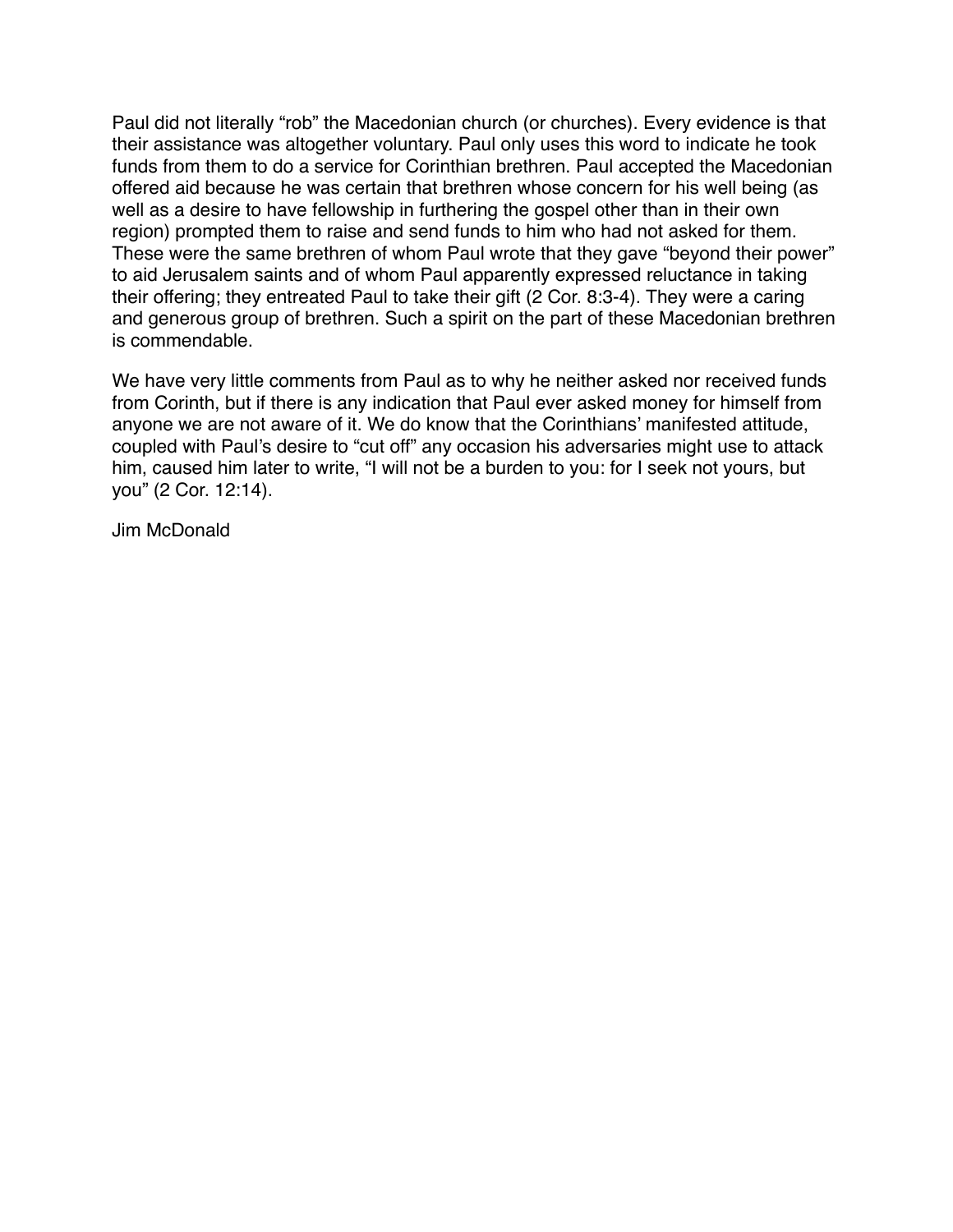Paul did not literally "rob" the Macedonian church (or churches). Every evidence is that their assistance was altogether voluntary. Paul only uses this word to indicate he took funds from them to do a service for Corinthian brethren. Paul accepted the Macedonian offered aid because he was certain that brethren whose concern for his well being (as well as a desire to have fellowship in furthering the gospel other than in their own region) prompted them to raise and send funds to him who had not asked for them. These were the same brethren of whom Paul wrote that they gave "beyond their power" to aid Jerusalem saints and of whom Paul apparently expressed reluctance in taking their offering; they entreated Paul to take their gift (2 Cor. 8:3-4). They were a caring and generous group of brethren. Such a spirit on the part of these Macedonian brethren is commendable.

We have very little comments from Paul as to why he neither asked nor received funds from Corinth, but if there is any indication that Paul ever asked money for himself from anyone we are not aware of it. We do know that the Corinthians' manifested attitude, coupled with Paul's desire to "cut off" any occasion his adversaries might use to attack him, caused him later to write, "I will not be a burden to you: for I seek not yours, but you" (2 Cor. 12:14).

Jim McDonald